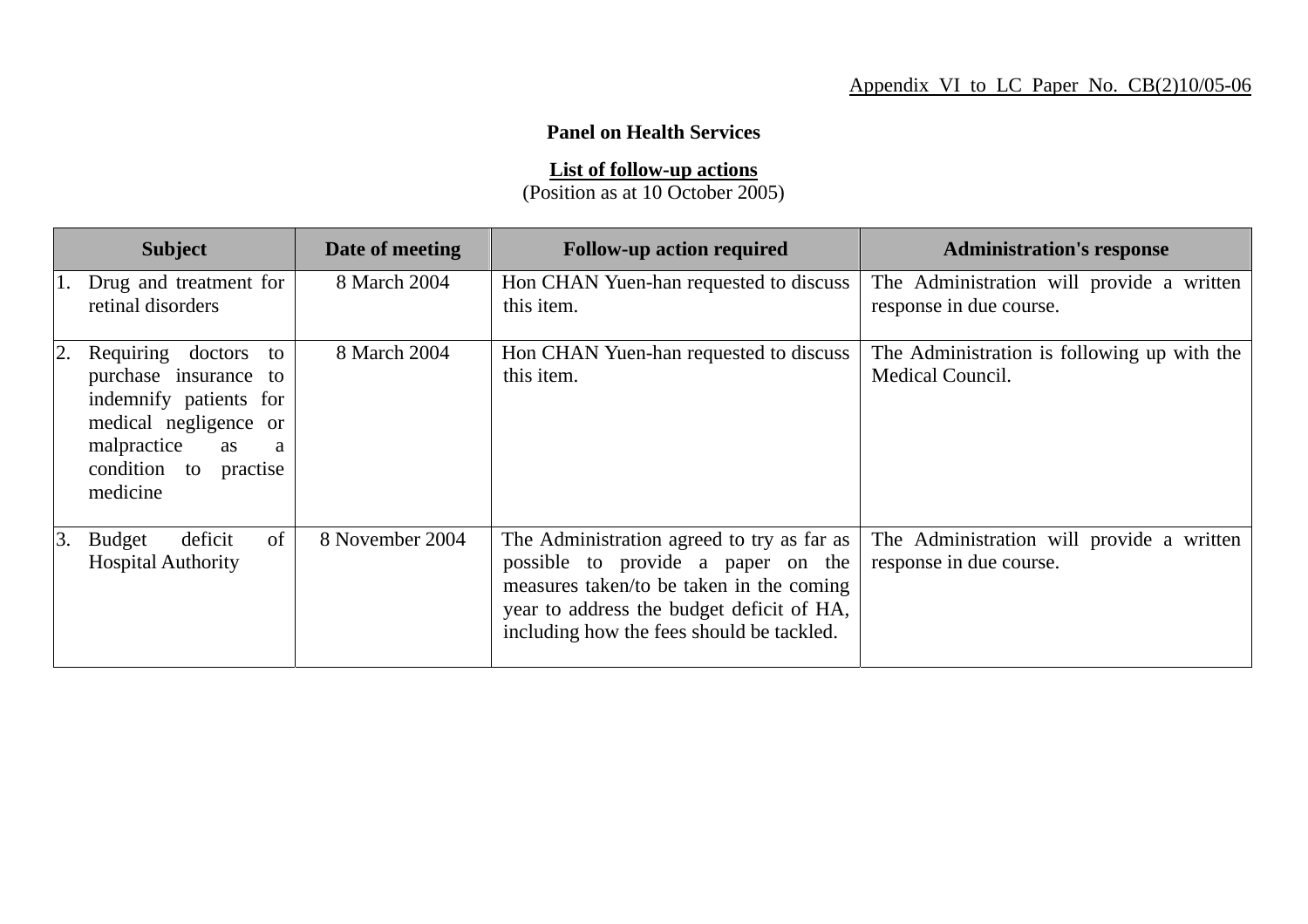Appendix VI to LC Paper No. CB(2)10/05-06

**Panel on Health Services**

**List of follow-up actions**
(Position as at 10 October 2005)

| Subject | Date of meeting | Follow-up action required | Administration's response |
|---|---|---|---|
| 1. Drug and treatment for retinal disorders | 8 March 2004 | Hon CHAN Yuen-han requested to discuss this item. | The Administration will provide a written response in due course. |
| 2. Requiring doctors to purchase insurance to indemnify patients for medical negligence or malpractice as a condition to practise medicine | 8 March 2004 | Hon CHAN Yuen-han requested to discuss this item. | The Administration is following up with the Medical Council. |
| 3. Budget deficit of Hospital Authority | 8 November 2004 | The Administration agreed to try as far as possible to provide a paper on the measures taken/to be taken in the coming year to address the budget deficit of HA, including how the fees should be tackled. | The Administration will provide a written response in due course. |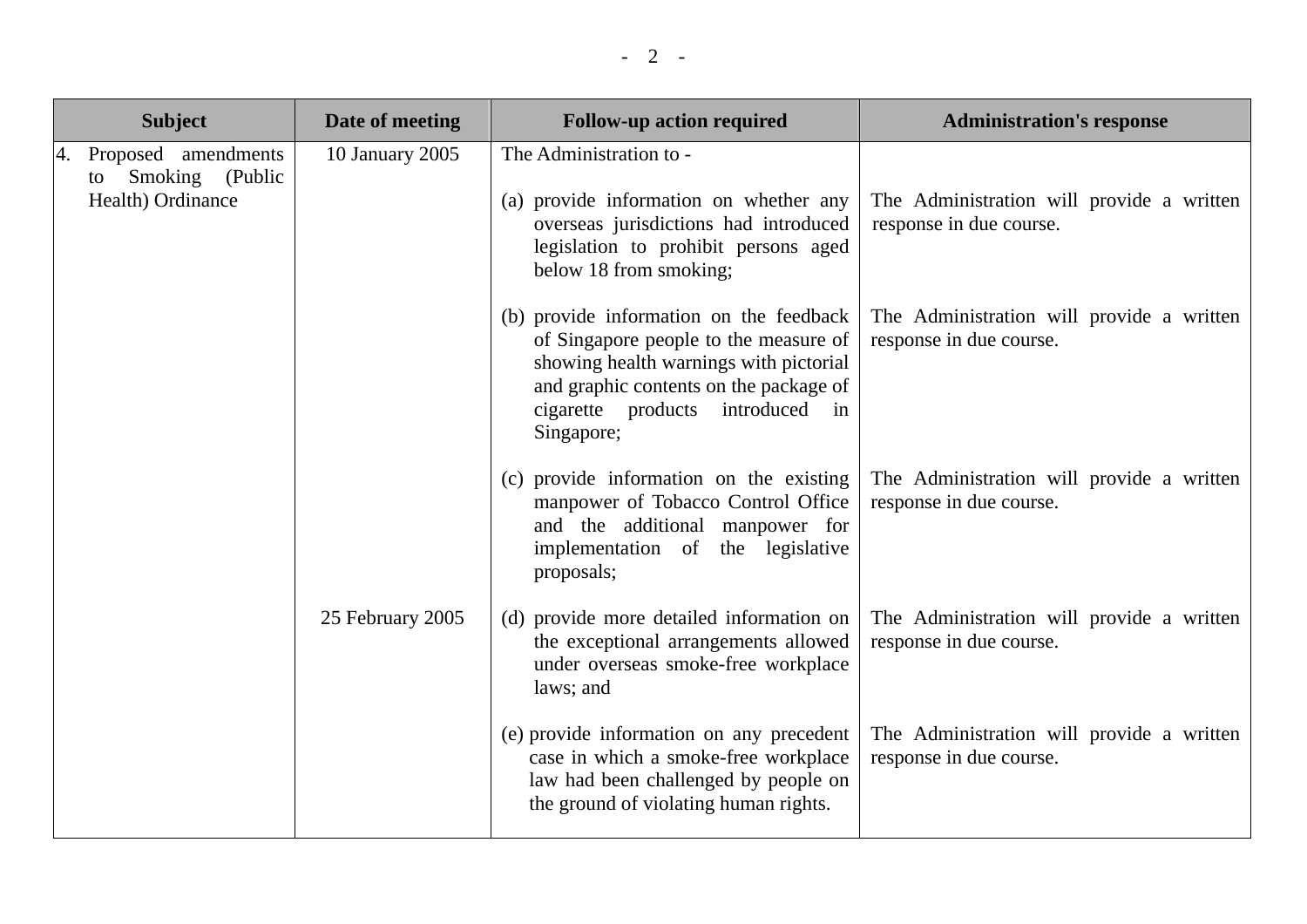| Subject | Date of meeting | Follow-up action required | Administration's response |
|---|---|---|---|
| 4. Proposed amendments to Smoking (Public Health) Ordinance | 10 January 2005 | The Administration to - | |
| | | (a) provide information on whether any overseas jurisdictions had introduced legislation to prohibit persons aged below 18 from smoking; | The Administration will provide a written response in due course. |
| | | (b) provide information on the feedback of Singapore people to the measure of showing health warnings with pictorial and graphic contents on the package of cigarette products introduced in Singapore; | The Administration will provide a written response in due course. |
| | | (c) provide information on the existing manpower of Tobacco Control Office and the additional manpower for implementation of the legislative proposals; | The Administration will provide a written response in due course. |
| | 25 February 2005 | (d) provide more detailed information on the exceptional arrangements allowed under overseas smoke-free workplace laws; and | The Administration will provide a written response in due course. |
| | | (e) provide information on any precedent case in which a smoke-free workplace law had been challenged by people on the ground of violating human rights. | The Administration will provide a written response in due course. |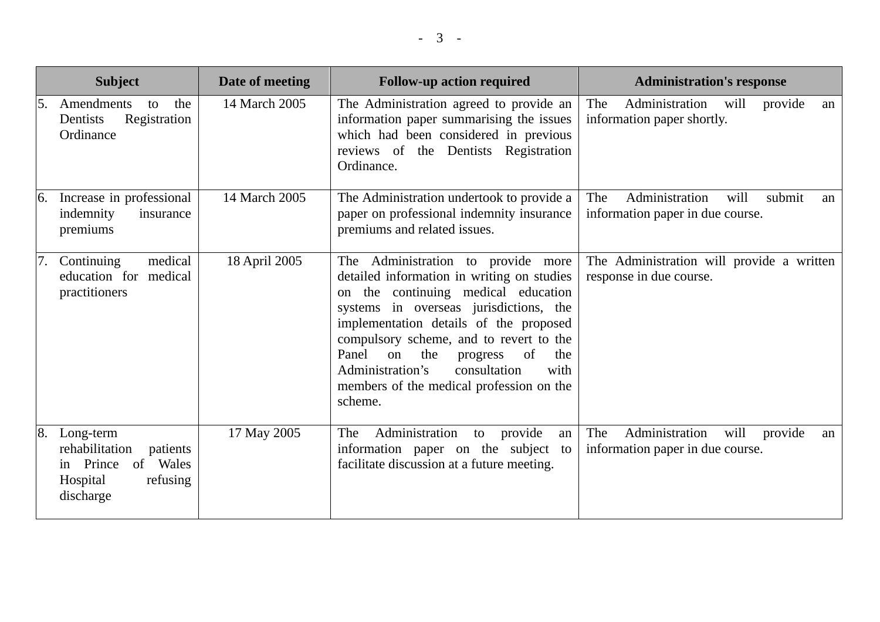| Subject | Date of meeting | Follow-up action required | Administration's response |
| --- | --- | --- | --- |
| 5. Amendments to the Dentists Registration Ordinance | 14 March 2005 | The Administration agreed to provide an information paper summarising the issues which had been considered in previous reviews of the Dentists Registration Ordinance. | The Administration will provide an information paper shortly. |
| 6. Increase in professional indemnity insurance premiums | 14 March 2005 | The Administration undertook to provide a paper on professional indemnity insurance premiums and related issues. | The Administration will submit an information paper in due course. |
| 7. Continuing medical education for medical practitioners | 18 April 2005 | The Administration to provide more detailed information in writing on studies on the continuing medical education systems in overseas jurisdictions, the implementation details of the proposed compulsory scheme, and to revert to the Panel on the progress of the Administration's consultation with members of the medical profession on the scheme. | The Administration will provide a written response in due course. |
| 8. Long-term rehabilitation patients in Prince of Wales Hospital refusing discharge | 17 May 2005 | The Administration to provide an information paper on the subject to facilitate discussion at a future meeting. | The Administration will provide an information paper in due course. |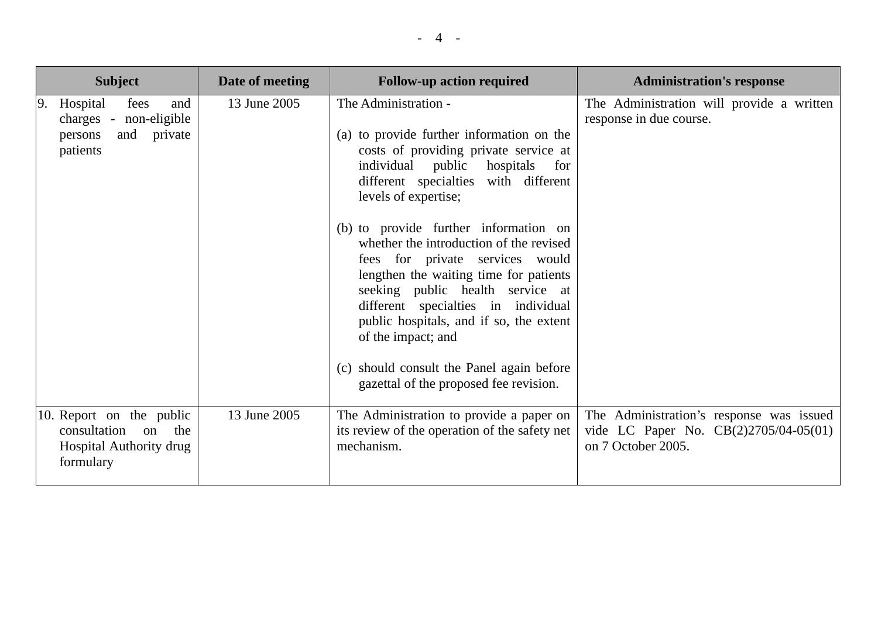| Subject | Date of meeting | Follow-up action required | Administration's response |
|---|---|---|---|
| 9. Hospital fees and charges - non-eligible persons and private patients | 13 June 2005 | The Administration -<br><br>(a) to provide further information on the costs of providing private service at individual public hospitals for different specialties with different levels of expertise;<br><br>(b) to provide further information on whether the introduction of the revised fees for private services would lengthen the waiting time for patients seeking public health service at different specialties in individual public hospitals, and if so, the extent of the impact; and<br><br>(c) should consult the Panel again before gazettal of the proposed fee revision. | The Administration will provide a written response in due course. |
| 10. Report on the public consultation on the Hospital Authority drug formulary | 13 June 2005 | The Administration to provide a paper on its review of the operation of the safety net mechanism. | The Administration's response was issued vide LC Paper No. CB(2)2705/04-05(01) on 7 October 2005. |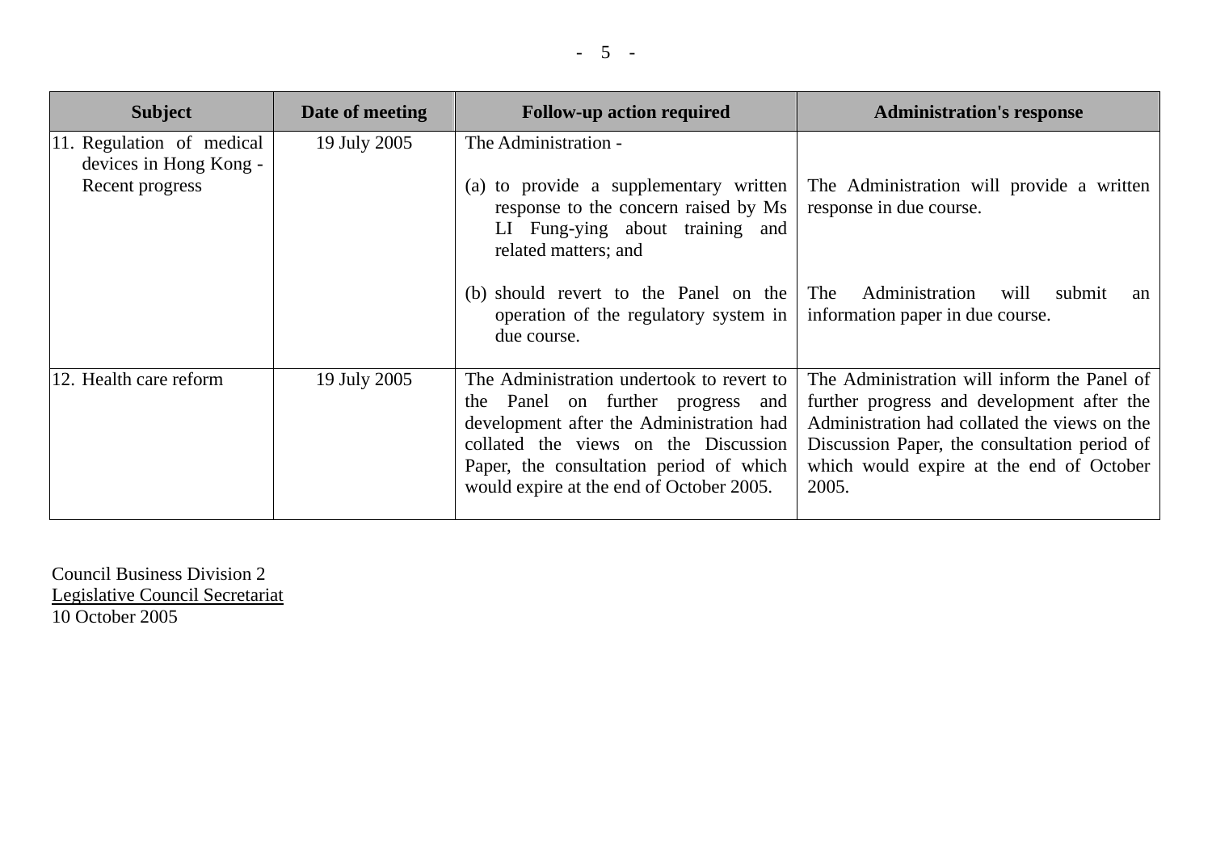| Subject | Date of meeting | Follow-up action required | Administration's response |
|---|---|---|---|
| 11. Regulation of medical devices in Hong Kong - Recent progress | 19 July 2005 | The Administration -<br><br>(a) to provide a supplementary written response to the concern raised by Ms LI Fung-ying about training and related matters; and<br><br>(b) should revert to the Panel on the operation of the regulatory system in due course. | <br><br>The Administration will provide a written response in due course.<br><br>The Administration will submit an information paper in due course. |
| 12. Health care reform | 19 July 2005 | The Administration undertook to revert to the Panel on further progress and development after the Administration had collated the views on the Discussion Paper, the consultation period of which would expire at the end of October 2005. | The Administration will inform the Panel of further progress and development after the Administration had collated the views on the Discussion Paper, the consultation period of which would expire at the end of October 2005. |

Council Business Division 2
Legislative Council Secretariat
10 October 2005